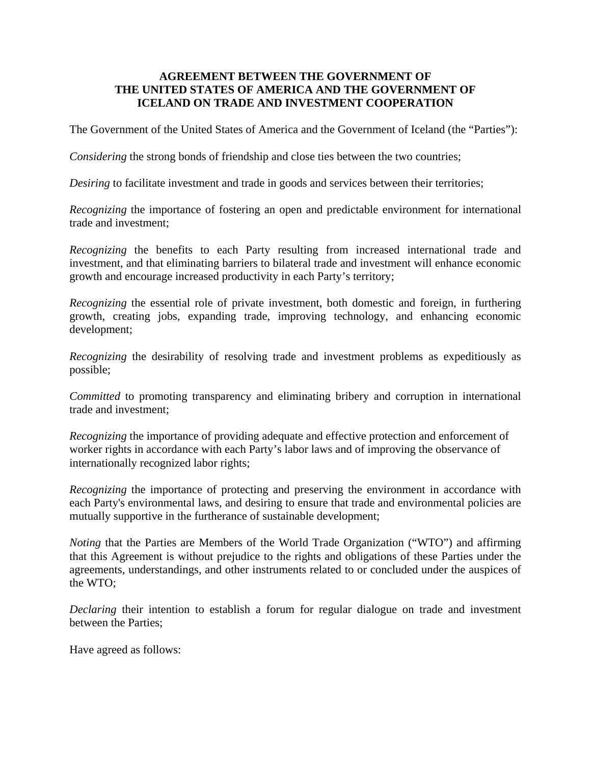# AGREEMENT BETWEEN THE GOVERNMENT OF THE UNITED STATES OF AMERICA AND THE GOVERNMENT OF ICELAND ON TRADE AND INVESTMENT COOPERATION

The Government of the United States of America and the Government of Iceland (the "Parties"):

*Considering* the strong bonds of friendship and close ties between the two countries;

*Desiring* to facilitate investment and trade in goods and services between their territories;

*Recognizing* the importance of fostering an open and predictable environment for international trade and investment;

*Recognizing* the benefits to each Party resulting from increased international trade and investment, and that eliminating barriers to bilateral trade and investment will enhance economic growth and encourage increased productivity in each Party's territory;

*Recognizing* the essential role of private investment, both domestic and foreign, in furthering growth, creating jobs, expanding trade, improving technology, and enhancing economic development;

*Recognizing* the desirability of resolving trade and investment problems as expeditiously as possible;

*Committed* to promoting transparency and eliminating bribery and corruption in international trade and investment;

*Recognizing* the importance of providing adequate and effective protection and enforcement of worker rights in accordance with each Party's labor laws and of improving the observance of internationally recognized labor rights;

*Recognizing* the importance of protecting and preserving the environment in accordance with each Party's environmental laws, and desiring to ensure that trade and environmental policies are mutually supportive in the furtherance of sustainable development;

*Noting* that the Parties are Members of the World Trade Organization ("WTO") and affirming that this Agreement is without prejudice to the rights and obligations of these Parties under the agreements, understandings, and other instruments related to or concluded under the auspices of the WTO;

*Declaring* their intention to establish a forum for regular dialogue on trade and investment between the Parties;

Have agreed as follows: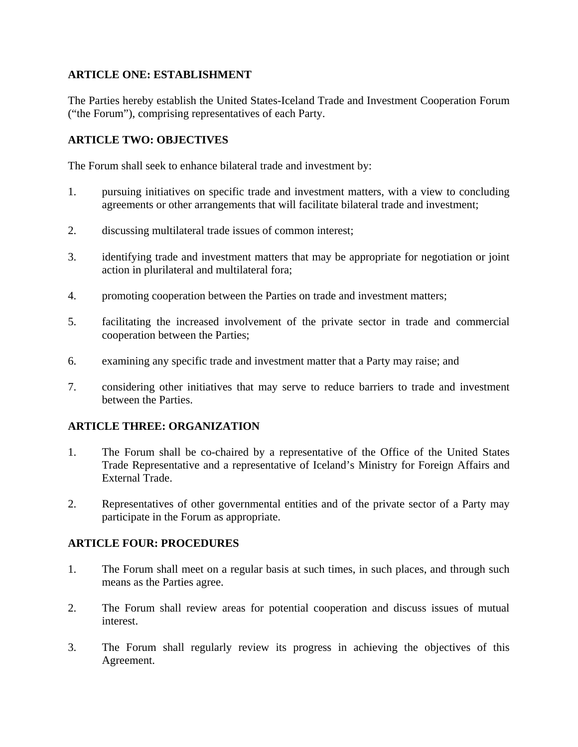## ARTICLE ONE: ESTABLISHMENT

The Parties hereby establish the United States-Iceland Trade and Investment Cooperation Forum ("the Forum"), comprising representatives of each Party.

## ARTICLE TWO: OBJECTIVES

The Forum shall seek to enhance bilateral trade and investment by:

1. pursuing initiatives on specific trade and investment matters, with a view to concluding agreements or other arrangements that will facilitate bilateral trade and investment;

2. discussing multilateral trade issues of common interest;

3. identifying trade and investment matters that may be appropriate for negotiation or joint action in plurilateral and multilateral fora;

4. promoting cooperation between the Parties on trade and investment matters;

5. facilitating the increased involvement of the private sector in trade and commercial cooperation between the Parties;

6. examining any specific trade and investment matter that a Party may raise; and

7. considering other initiatives that may serve to reduce barriers to trade and investment between the Parties.

## ARTICLE THREE: ORGANIZATION

1. The Forum shall be co-chaired by a representative of the Office of the United States Trade Representative and a representative of Iceland's Ministry for Foreign Affairs and External Trade.

2. Representatives of other governmental entities and of the private sector of a Party may participate in the Forum as appropriate.

## ARTICLE FOUR: PROCEDURES

1. The Forum shall meet on a regular basis at such times, in such places, and through such means as the Parties agree.

2. The Forum shall review areas for potential cooperation and discuss issues of mutual interest.

3. The Forum shall regularly review its progress in achieving the objectives of this Agreement.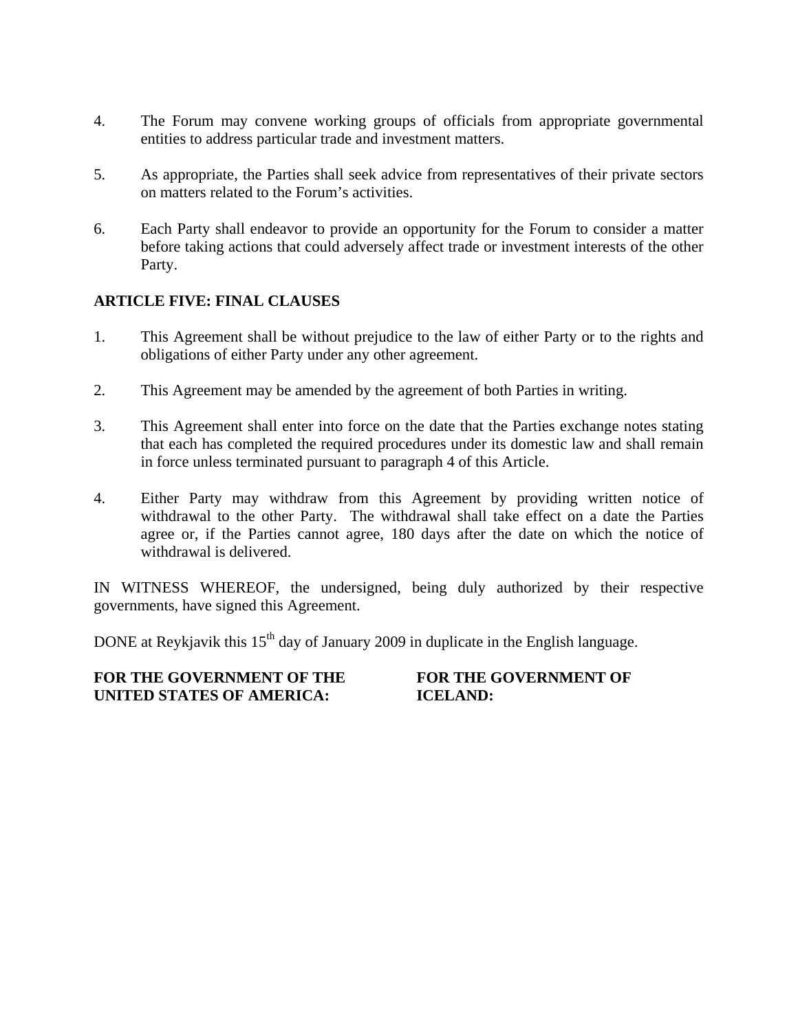4. The Forum may convene working groups of officials from appropriate governmental entities to address particular trade and investment matters.

5. As appropriate, the Parties shall seek advice from representatives of their private sectors on matters related to the Forum's activities.

6. Each Party shall endeavor to provide an opportunity for the Forum to consider a matter before taking actions that could adversely affect trade or investment interests of the other Party.

**ARTICLE FIVE: FINAL CLAUSES**

1. This Agreement shall be without prejudice to the law of either Party or to the rights and obligations of either Party under any other agreement.

2. This Agreement may be amended by the agreement of both Parties in writing.

3. This Agreement shall enter into force on the date that the Parties exchange notes stating that each has completed the required procedures under its domestic law and shall remain in force unless terminated pursuant to paragraph 4 of this Article.

4. Either Party may withdraw from this Agreement by providing written notice of withdrawal to the other Party. The withdrawal shall take effect on a date the Parties agree or, if the Parties cannot agree, 180 days after the date on which the notice of withdrawal is delivered.

IN WITNESS WHEREOF, the undersigned, being duly authorized by their respective governments, have signed this Agreement.

DONE at Reykjavik this 15th day of January 2009 in duplicate in the English language.

**FOR THE GOVERNMENT OF THE UNITED STATES OF AMERICA:**

**FOR THE GOVERNMENT OF ICELAND:**